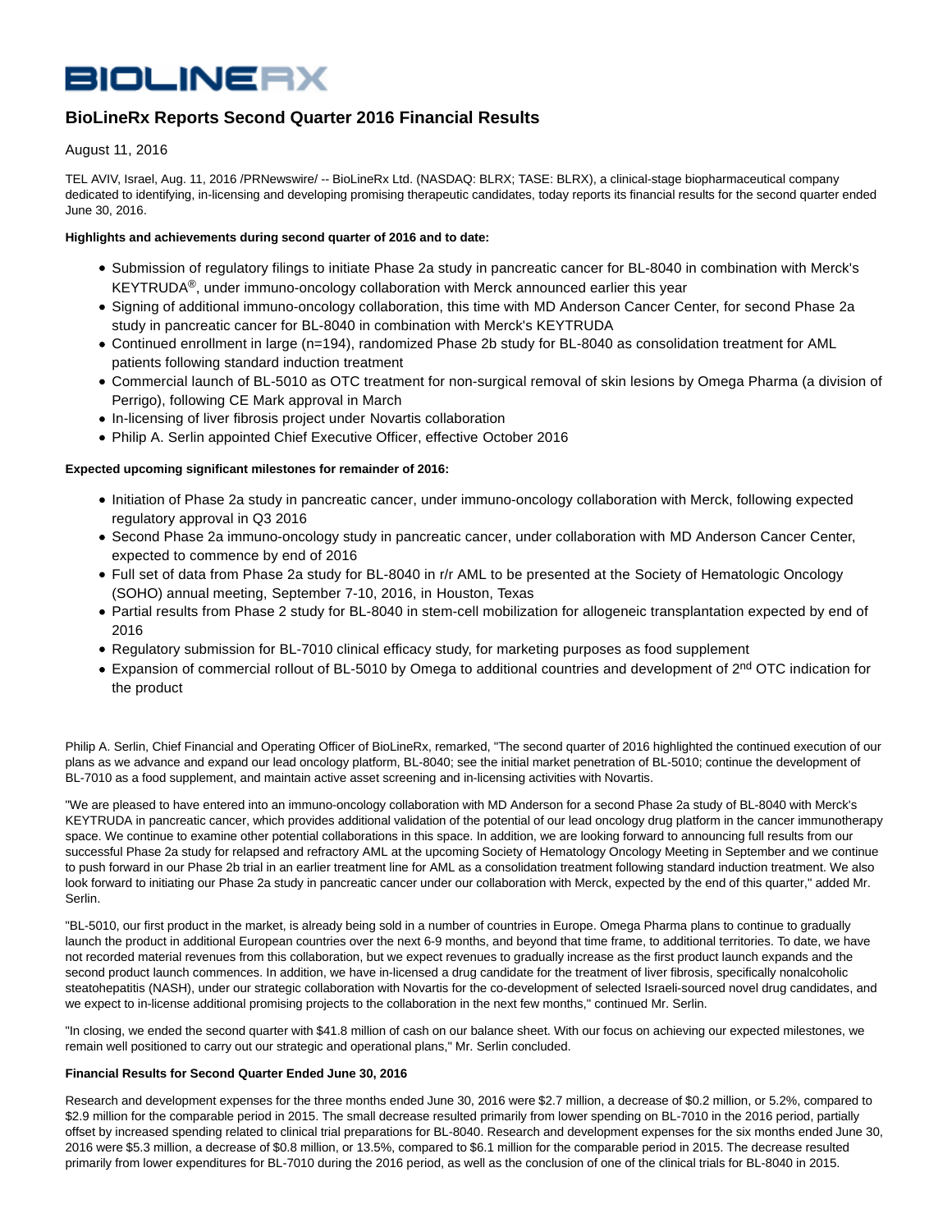BIOLINERX

# BioLineRx Reports Second Quarter 2016 Financial Results

August 11, 2016

TEL AVIV, Israel, Aug. 11, 2016 /PRNewswire/ -- BioLineRx Ltd. (NASDAQ: BLRX; TASE: BLRX), a clinical-stage biopharmaceutical company dedicated to identifying, in-licensing and developing promising therapeutic candidates, today reports its financial results for the second quarter ended June 30, 2016.

**Highlights and achievements during second quarter of 2016 and to date:**

- Submission of regulatory filings to initiate Phase 2a study in pancreatic cancer for BL-8040 in combination with Merck's KEYTRUDA®, under immuno-oncology collaboration with Merck announced earlier this year
- Signing of additional immuno-oncology collaboration, this time with MD Anderson Cancer Center, for second Phase 2a study in pancreatic cancer for BL-8040 in combination with Merck's KEYTRUDA
- Continued enrollment in large (n=194), randomized Phase 2b study for BL-8040 as consolidation treatment for AML patients following standard induction treatment
- Commercial launch of BL-5010 as OTC treatment for non-surgical removal of skin lesions by Omega Pharma (a division of Perrigo), following CE Mark approval in March
- In-licensing of liver fibrosis project under Novartis collaboration
- Philip A. Serlin appointed Chief Executive Officer, effective October 2016

**Expected upcoming significant milestones for remainder of 2016:**

- Initiation of Phase 2a study in pancreatic cancer, under immuno-oncology collaboration with Merck, following expected regulatory approval in Q3 2016
- Second Phase 2a immuno-oncology study in pancreatic cancer, under collaboration with MD Anderson Cancer Center, expected to commence by end of 2016
- Full set of data from Phase 2a study for BL-8040 in r/r AML to be presented at the Society of Hematologic Oncology (SOHO) annual meeting, September 7-10, 2016, in Houston, Texas
- Partial results from Phase 2 study for BL-8040 in stem-cell mobilization for allogeneic transplantation expected by end of 2016
- Regulatory submission for BL-7010 clinical efficacy study, for marketing purposes as food supplement
- Expansion of commercial rollout of BL-5010 by Omega to additional countries and development of 2nd OTC indication for the product

Philip A. Serlin, Chief Financial and Operating Officer of BioLineRx, remarked, "The second quarter of 2016 highlighted the continued execution of our plans as we advance and expand our lead oncology platform, BL-8040; see the initial market penetration of BL-5010; continue the development of BL-7010 as a food supplement, and maintain active asset screening and in-licensing activities with Novartis.

"We are pleased to have entered into an immuno-oncology collaboration with MD Anderson for a second Phase 2a study of BL-8040 with Merck's KEYTRUDA in pancreatic cancer, which provides additional validation of the potential of our lead oncology drug platform in the cancer immunotherapy space. We continue to examine other potential collaborations in this space. In addition, we are looking forward to announcing full results from our successful Phase 2a study for relapsed and refractory AML at the upcoming Society of Hematology Oncology Meeting in September and we continue to push forward in our Phase 2b trial in an earlier treatment line for AML as a consolidation treatment following standard induction treatment. We also look forward to initiating our Phase 2a study in pancreatic cancer under our collaboration with Merck, expected by the end of this quarter," added Mr. Serlin.

"BL-5010, our first product in the market, is already being sold in a number of countries in Europe. Omega Pharma plans to continue to gradually launch the product in additional European countries over the next 6-9 months, and beyond that time frame, to additional territories. To date, we have not recorded material revenues from this collaboration, but we expect revenues to gradually increase as the first product launch expands and the second product launch commences. In addition, we have in-licensed a drug candidate for the treatment of liver fibrosis, specifically nonalcoholic steatohepatitis (NASH), under our strategic collaboration with Novartis for the co-development of selected Israeli-sourced novel drug candidates, and we expect to in-license additional promising projects to the collaboration in the next few months," continued Mr. Serlin.

"In closing, we ended the second quarter with $41.8 million of cash on our balance sheet. With our focus on achieving our expected milestones, we remain well positioned to carry out our strategic and operational plans," Mr. Serlin concluded.

**Financial Results for Second Quarter Ended June 30, 2016**

Research and development expenses for the three months ended June 30, 2016 were $2.7 million, a decrease of $0.2 million, or 5.2%, compared to $2.9 million for the comparable period in 2015. The small decrease resulted primarily from lower spending on BL-7010 in the 2016 period, partially offset by increased spending related to clinical trial preparations for BL-8040. Research and development expenses for the six months ended June 30, 2016 were $5.3 million, a decrease of $0.8 million, or 13.5%, compared to $6.1 million for the comparable period in 2015. The decrease resulted primarily from lower expenditures for BL-7010 during the 2016 period, as well as the conclusion of one of the clinical trials for BL-8040 in 2015.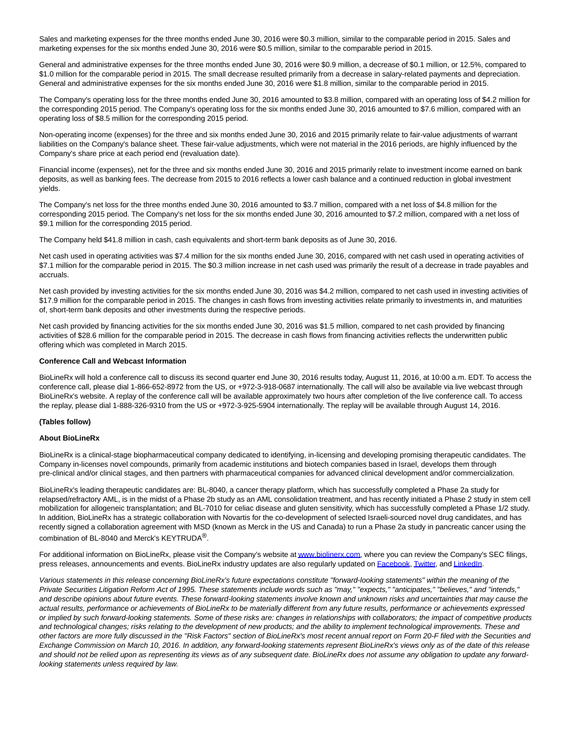Sales and marketing expenses for the three months ended June 30, 2016 were $0.3 million, similar to the comparable period in 2015. Sales and marketing expenses for the six months ended June 30, 2016 were $0.5 million, similar to the comparable period in 2015.

General and administrative expenses for the three months ended June 30, 2016 were $0.9 million, a decrease of $0.1 million, or 12.5%, compared to $1.0 million for the comparable period in 2015. The small decrease resulted primarily from a decrease in salary-related payments and depreciation. General and administrative expenses for the six months ended June 30, 2016 were $1.8 million, similar to the comparable period in 2015.

The Company's operating loss for the three months ended June 30, 2016 amounted to $3.8 million, compared with an operating loss of $4.2 million for the corresponding 2015 period. The Company's operating loss for the six months ended June 30, 2016 amounted to $7.6 million, compared with an operating loss of $8.5 million for the corresponding 2015 period.

Non-operating income (expenses) for the three and six months ended June 30, 2016 and 2015 primarily relate to fair-value adjustments of warrant liabilities on the Company's balance sheet. These fair-value adjustments, which were not material in the 2016 periods, are highly influenced by the Company's share price at each period end (revaluation date).

Financial income (expenses), net for the three and six months ended June 30, 2016 and 2015 primarily relate to investment income earned on bank deposits, as well as banking fees. The decrease from 2015 to 2016 reflects a lower cash balance and a continued reduction in global investment yields.

The Company's net loss for the three months ended June 30, 2016 amounted to $3.7 million, compared with a net loss of $4.8 million for the corresponding 2015 period. The Company's net loss for the six months ended June 30, 2016 amounted to $7.2 million, compared with a net loss of $9.1 million for the corresponding 2015 period.

The Company held $41.8 million in cash, cash equivalents and short-term bank deposits as of June 30, 2016.

Net cash used in operating activities was $7.4 million for the six months ended June 30, 2016, compared with net cash used in operating activities of $7.1 million for the comparable period in 2015. The $0.3 million increase in net cash used was primarily the result of a decrease in trade payables and accruals.

Net cash provided by investing activities for the six months ended June 30, 2016 was $4.2 million, compared to net cash used in investing activities of $17.9 million for the comparable period in 2015. The changes in cash flows from investing activities relate primarily to investments in, and maturities of, short-term bank deposits and other investments during the respective periods.

Net cash provided by financing activities for the six months ended June 30, 2016 was $1.5 million, compared to net cash provided by financing activities of $28.6 million for the comparable period in 2015. The decrease in cash flows from financing activities reflects the underwritten public offering which was completed in March 2015.

**Conference Call and Webcast Information**

BioLineRx will hold a conference call to discuss its second quarter end June 30, 2016 results today, August 11, 2016, at 10:00 a.m. EDT. To access the conference call, please dial 1-866-652-8972 from the US, or +972-3-918-0687 internationally. The call will also be available via live webcast through BioLineRx's website. A replay of the conference call will be available approximately two hours after completion of the live conference call. To access the replay, please dial 1-888-326-9310 from the US or +972-3-925-5904 internationally. The replay will be available through August 14, 2016.

**(Tables follow)**

**About BioLineRx**

BioLineRx is a clinical-stage biopharmaceutical company dedicated to identifying, in-licensing and developing promising therapeutic candidates. The Company in-licenses novel compounds, primarily from academic institutions and biotech companies based in Israel, develops them through pre-clinical and/or clinical stages, and then partners with pharmaceutical companies for advanced clinical development and/or commercialization.

BioLineRx's leading therapeutic candidates are: BL-8040, a cancer therapy platform, which has successfully completed a Phase 2a study for relapsed/refractory AML, is in the midst of a Phase 2b study as an AML consolidation treatment, and has recently initiated a Phase 2 study in stem cell mobilization for allogeneic transplantation; and BL-7010 for celiac disease and gluten sensitivity, which has successfully completed a Phase 1/2 study. In addition, BioLineRx has a strategic collaboration with Novartis for the co-development of selected Israeli-sourced novel drug candidates, and has recently signed a collaboration agreement with MSD (known as Merck in the US and Canada) to run a Phase 2a study in pancreatic cancer using the combination of BL-8040 and Merck's KEYTRUDA®.

For additional information on BioLineRx, please visit the Company's website at www.biolinerx.com, where you can review the Company's SEC filings, press releases, announcements and events. BioLineRx industry updates are also regularly updated on Facebook, Twitter, and LinkedIn.

*Various statements in this release concerning BioLineRx's future expectations constitute "forward-looking statements" within the meaning of the Private Securities Litigation Reform Act of 1995. These statements include words such as "may," "expects," "anticipates," "believes," and "intends," and describe opinions about future events. These forward-looking statements involve known and unknown risks and uncertainties that may cause the actual results, performance or achievements of BioLineRx to be materially different from any future results, performance or achievements expressed or implied by such forward-looking statements. Some of these risks are: changes in relationships with collaborators; the impact of competitive products and technological changes; risks relating to the development of new products; and the ability to implement technological improvements. These and other factors are more fully discussed in the "Risk Factors" section of BioLineRx's most recent annual report on Form 20-F filed with the Securities and Exchange Commission on March 10, 2016. In addition, any forward-looking statements represent BioLineRx's views only as of the date of this release and should not be relied upon as representing its views as of any subsequent date. BioLineRx does not assume any obligation to update any forward-looking statements unless required by law.*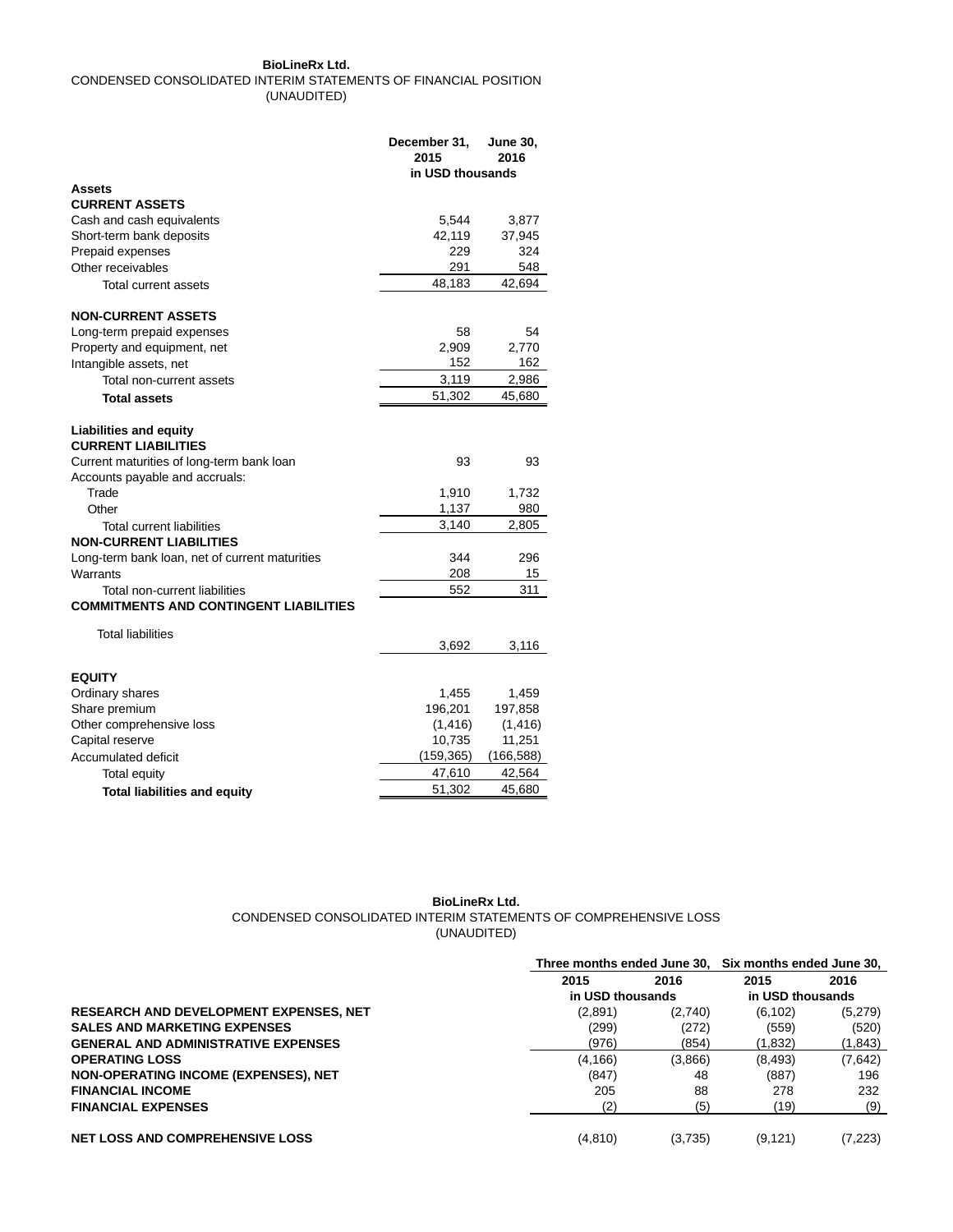**BioLineRx Ltd.**

CONDENSED CONSOLIDATED INTERIM STATEMENTS OF FINANCIAL POSITION

(UNAUDITED)

| | December 31, 2015 | June 30, 2016 |
|---|---|---|
| | in USD thousands | |
| **Assets** | | |
| **CURRENT ASSETS** | | |
| Cash and cash equivalents | 5,544 | 3,877 |
| Short-term bank deposits | 42,119 | 37,945 |
| Prepaid expenses | 229 | 324 |
| Other receivables | 291 | 548 |
| Total current assets | 48,183 | 42,694 |
| **NON-CURRENT ASSETS** | | |
| Long-term prepaid expenses | 58 | 54 |
| Property and equipment, net | 2,909 | 2,770 |
| Intangible assets, net | 152 | 162 |
| Total non-current assets | 3,119 | 2,986 |
| **Total assets** | 51,302 | 45,680 |
| **Liabilities and equity** | | |
| **CURRENT LIABILITIES** | | |
| Current maturities of long-term bank loan | 93 | 93 |
| Accounts payable and accruals: | | |
| Trade | 1,910 | 1,732 |
| Other | 1,137 | 980 |
| Total current liabilities | 3,140 | 2,805 |
| **NON-CURRENT LIABILITIES** | | |
| Long-term bank loan, net of current maturities | 344 | 296 |
| Warrants | 208 | 15 |
| Total non-current liabilities | 552 | 311 |
| **COMMITMENTS AND CONTINGENT LIABILITIES** | | |
| Total liabilities | 3,692 | 3,116 |
| **EQUITY** | | |
| Ordinary shares | 1,455 | 1,459 |
| Share premium | 196,201 | 197,858 |
| Other comprehensive loss | (1,416) | (1,416) |
| Capital reserve | 10,735 | 11,251 |
| Accumulated deficit | (159,365) | (166,588) |
| Total equity | 47,610 | 42,564 |
| **Total liabilities and equity** | 51,302 | 45,680 |

**BioLineRx Ltd.**

CONDENSED CONSOLIDATED INTERIM STATEMENTS OF COMPREHENSIVE LOSS

(UNAUDITED)

| | Three months ended June 30, | | Six months ended June 30, | |
|---|---|---|---|---|
| | 2015 | 2016 | 2015 | 2016 |
| | in USD thousands | | in USD thousands | |
| **RESEARCH AND DEVELOPMENT EXPENSES, NET** | (2,891) | (2,740) | (6,102) | (5,279) |
| **SALES AND MARKETING EXPENSES** | (299) | (272) | (559) | (520) |
| **GENERAL AND ADMINISTRATIVE EXPENSES** | (976) | (854) | (1,832) | (1,843) |
| **OPERATING LOSS** | (4,166) | (3,866) | (8,493) | (7,642) |
| **NON-OPERATING INCOME (EXPENSES), NET** | (847) | 48 | (887) | 196 |
| **FINANCIAL INCOME** | 205 | 88 | 278 | 232 |
| **FINANCIAL EXPENSES** | (2) | (5) | (19) | (9) |
| **NET LOSS AND COMPREHENSIVE LOSS** | (4,810) | (3,735) | (9,121) | (7,223) |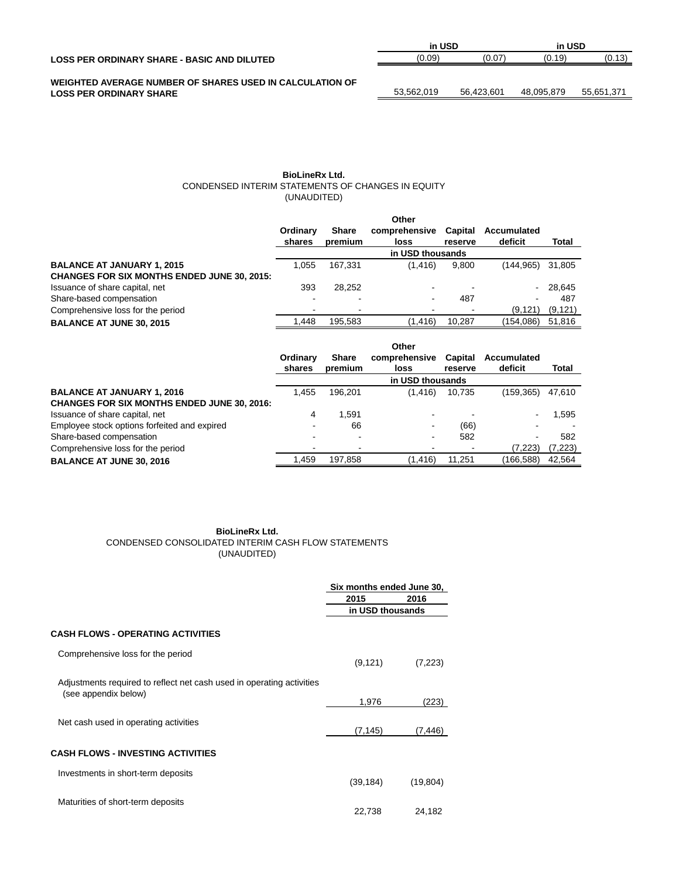| | in USD | | in USD | |
|---|---|---|---|---|
| **LOSS PER ORDINARY SHARE - BASIC AND DILUTED** | (0.09) | (0.07) | (0.19) | (0.13) |
| **WEIGHTED AVERAGE NUMBER OF SHARES USED IN CALCULATION OF LOSS PER ORDINARY SHARE** | 53,562,019 | 56,423,601 | 48,095,879 | 55,651,371 |

**BioLineRx Ltd.**
CONDENSED INTERIM STATEMENTS OF CHANGES IN EQUITY
(UNAUDITED)

| | Ordinary shares | Share premium | Other comprehensive loss | Capital reserve | Accumulated deficit | Total |
|---|---|---|---|---|---|---|
| | in USD thousands | | | | | |
| **BALANCE AT JANUARY 1, 2015** | 1,055 | 167,331 | (1,416) | 9,800 | (144,965) | 31,805 |
| **CHANGES FOR SIX MONTHS ENDED JUNE 30, 2015:** | | | | | | |
| Issuance of share capital, net | 393 | 28,252 | - | - | - | 28,645 |
| Share-based compensation | - | - | - | 487 | - | 487 |
| Comprehensive loss for the period | - | - | - | - | (9,121) | (9,121) |
| **BALANCE AT JUNE 30, 2015** | 1,448 | 195,583 | (1,416) | 10,287 | (154,086) | 51,816 |

| | Ordinary shares | Share premium | Other comprehensive loss | Capital reserve | Accumulated deficit | Total |
|---|---|---|---|---|---|---|
| | in USD thousands | | | | | |
| **BALANCE AT JANUARY 1, 2016** | 1,455 | 196,201 | (1,416) | 10,735 | (159,365) | 47,610 |
| **CHANGES FOR SIX MONTHS ENDED JUNE 30, 2016:** | | | | | | |
| Issuance of share capital, net | 4 | 1,591 | - | - | - | 1,595 |
| Employee stock options forfeited and expired | - | 66 | - | (66) | - | - |
| Share-based compensation | - | - | - | 582 | - | 582 |
| Comprehensive loss for the period | - | - | - | - | (7,223) | (7,223) |
| **BALANCE AT JUNE 30, 2016** | 1,459 | 197,858 | (1,416) | 11,251 | (166,588) | 42,564 |

**BioLineRx Ltd.**
CONDENSED CONSOLIDATED INTERIM CASH FLOW STATEMENTS
(UNAUDITED)

| | Six months ended June 30, | |
|---|---|---|
| | 2015 | 2016 |
| | in USD thousands | |
| **CASH FLOWS - OPERATING ACTIVITIES** | | |
| Comprehensive loss for the period | (9,121) | (7,223) |
| Adjustments required to reflect net cash used in operating activities (see appendix below) | 1,976 | (223) |
| Net cash used in operating activities | (7,145) | (7,446) |
| **CASH FLOWS - INVESTING ACTIVITIES** | | |
| Investments in short-term deposits | (39,184) | (19,804) |
| Maturities of short-term deposits | 22,738 | 24,182 |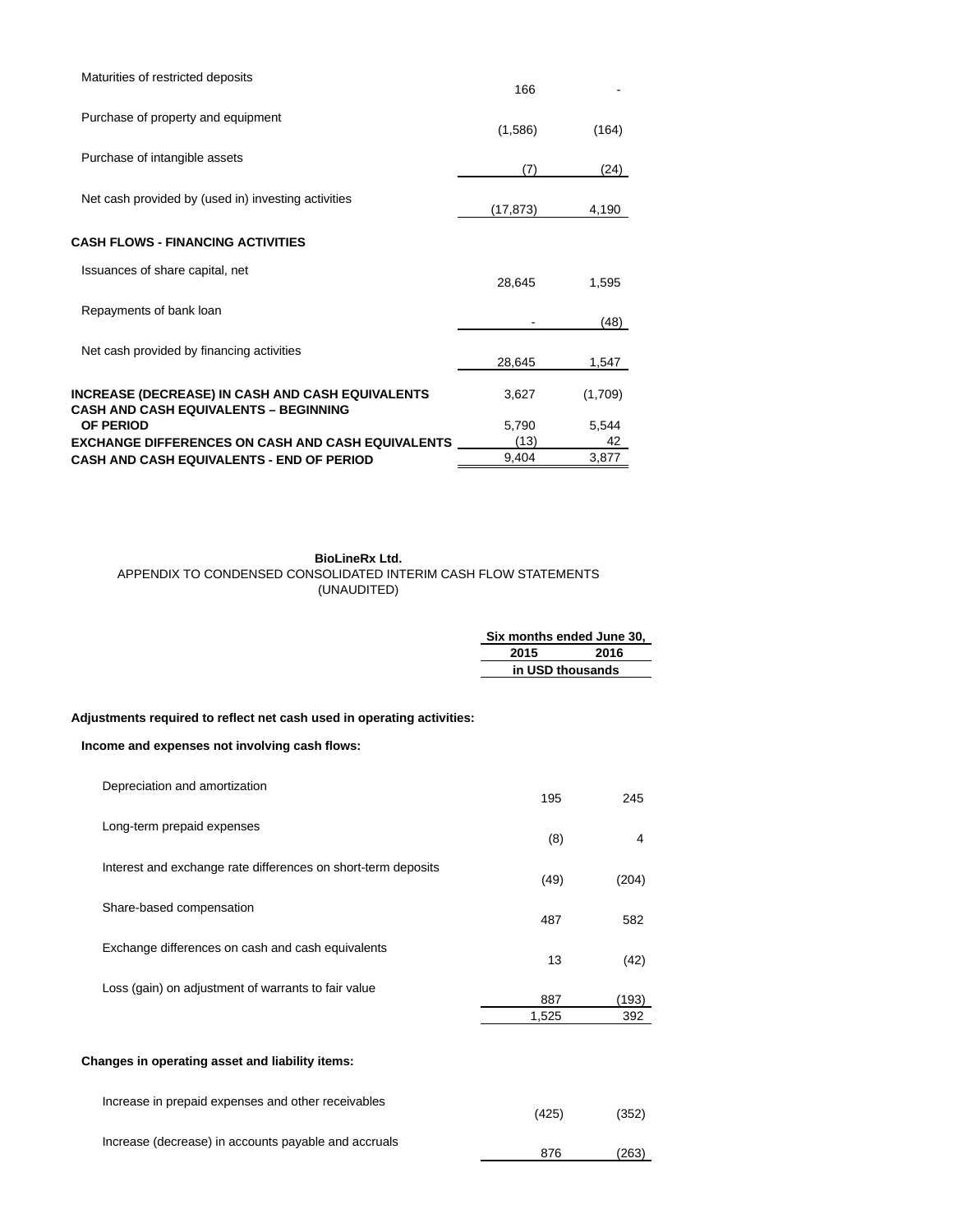| | | |
|---|---|---|
| Maturities of restricted deposits | 166 | - |
| Purchase of property and equipment | (1,586) | (164) |
| Purchase of intangible assets | (7) | (24) |
| Net cash provided by (used in) investing activities | (17,873) | 4,190 |
| **CASH FLOWS - FINANCING ACTIVITIES** | | |
| Issuances of share capital, net | 28,645 | 1,595 |
| Repayments of bank loan | - | (48) |
| Net cash provided by financing activities | 28,645 | 1,547 |
| **INCREASE (DECREASE) IN CASH AND CASH EQUIVALENTS** | 3,627 | (1,709) |
| **CASH AND CASH EQUIVALENTS – BEGINNING OF PERIOD** | 5,790 | 5,544 |
| **EXCHANGE DIFFERENCES ON CASH AND CASH EQUIVALENTS** | (13) | 42 |
| **CASH AND CASH EQUIVALENTS - END OF PERIOD** | 9,404 | 3,877 |

**BioLineRx Ltd.**

APPENDIX TO CONDENSED CONSOLIDATED INTERIM CASH FLOW STATEMENTS

(UNAUDITED)

| | Six months ended June 30, | |
|---|---|---|
| | **2015** | **2016** |
| | **in USD thousands** | |
| **Adjustments required to reflect net cash used in operating activities:** | | |
| **Income and expenses not involving cash flows:** | | |
| Depreciation and amortization | 195 | 245 |
| Long-term prepaid expenses | (8) | 4 |
| Interest and exchange rate differences on short-term deposits | (49) | (204) |
| Share-based compensation | 487 | 582 |
| Exchange differences on cash and cash equivalents | 13 | (42) |
| Loss (gain) on adjustment of warrants to fair value | 887 | (193) |
| | 1,525 | 392 |
| **Changes in operating asset and liability items:** | | |
| Increase in prepaid expenses and other receivables | (425) | (352) |
| Increase (decrease) in accounts payable and accruals | 876 | (263) |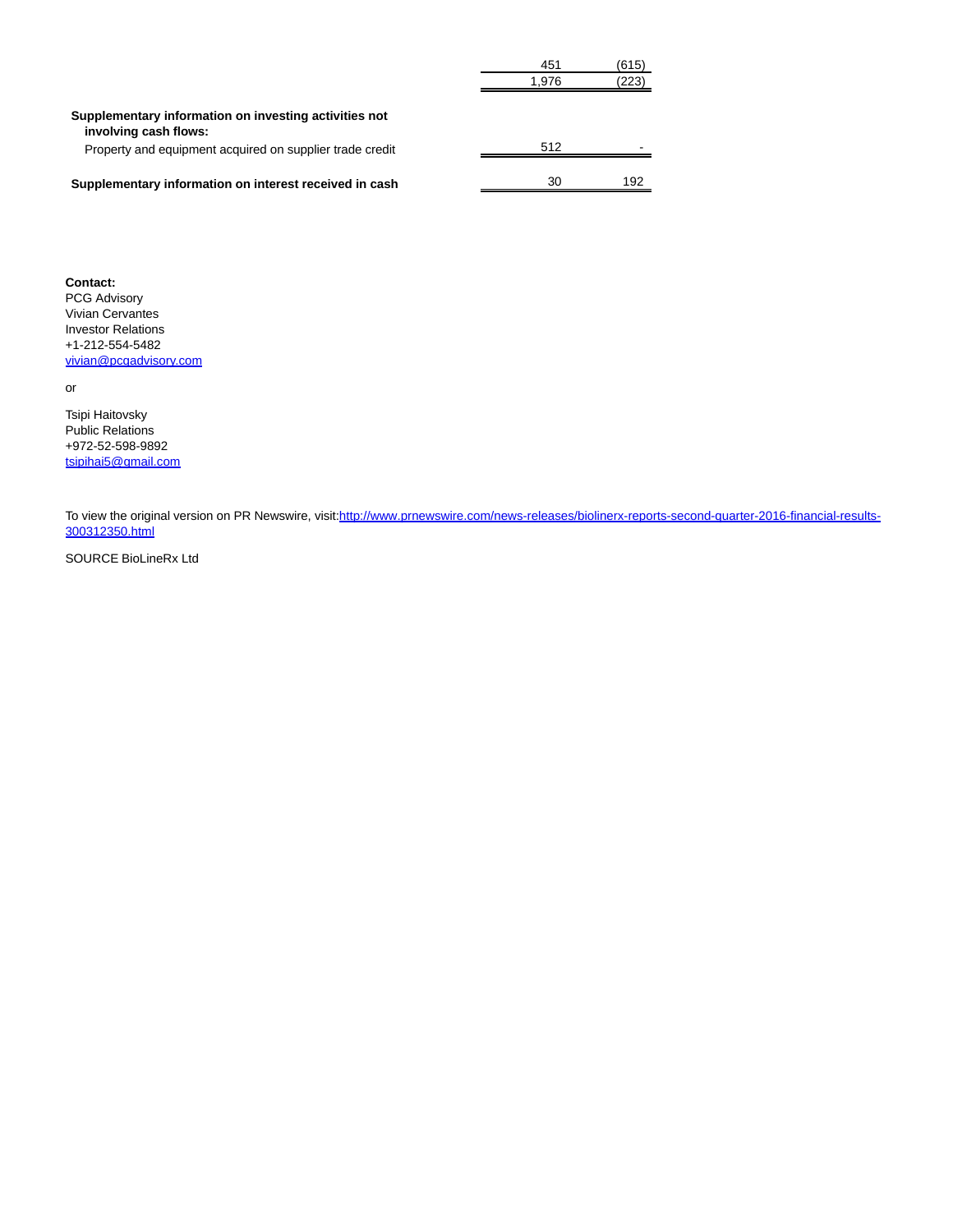| | | |
|---|---|---|
| | 451 | (615) |
| | 1,976 | (223) |
| **Supplementary information on investing activities not involving cash flows:** | | |
| Property and equipment acquired on supplier trade credit | 512 | - |
| **Supplementary information on interest received in cash** | 30 | 192 |

**Contact:**
PCG Advisory
Vivian Cervantes
Investor Relations
+1-212-554-5482
vivian@pcgadvisory.com

or

Tsipi Haitovsky
Public Relations
+972-52-598-9892
tsipihai5@gmail.com

To view the original version on PR Newswire, visit:http://www.prnewswire.com/news-releases/biolinerx-reports-second-quarter-2016-financial-results-300312350.html

SOURCE BioLineRx Ltd